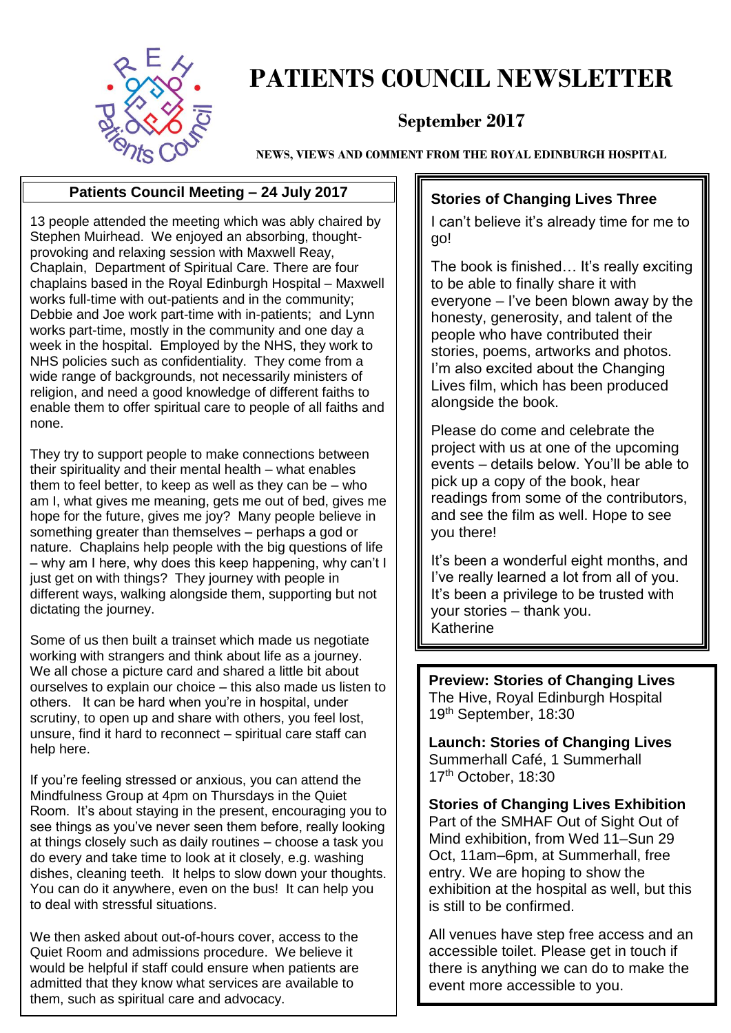# PATIENTS COUNCIL NEWSLETTER

## September 2017

**NEWS, VIEWS AND COMMENT FROM THE ROYAL EDINBURGH HOSPITAL**

### Patients Council Meeting – 24 July 2017

13 people attended the meeting which was ably chaired by Stephen Muirhead. We enjoyed an absorbing, thought-provoking and relaxing session with Maxwell Reay, Chaplain, Department of Spiritual Care. There are four chaplains based in the Royal Edinburgh Hospital – Maxwell works full-time with out-patients and in the community; Debbie and Joe work part-time with in-patients; and Lynn works part-time, mostly in the community and one day a week in the hospital. Employed by the NHS, they work to NHS policies such as confidentiality. They come from a wide range of backgrounds, not necessarily ministers of religion, and need a good knowledge of different faiths to enable them to offer spiritual care to people of all faiths and none.

They try to support people to make connections between their spirituality and their mental health – what enables them to feel better, to keep as well as they can be – who am I, what gives me meaning, gets me out of bed, gives me hope for the future, gives me joy? Many people believe in something greater than themselves – perhaps a god or nature. Chaplains help people with the big questions of life – why am I here, why does this keep happening, why can't I just get on with things? They journey with people in different ways, walking alongside them, supporting but not dictating the journey.

Some of us then built a trainset which made us negotiate working with strangers and think about life as a journey. We all chose a picture card and shared a little bit about ourselves to explain our choice – this also made us listen to others. It can be hard when you're in hospital, under scrutiny, to open up and share with others, you feel lost, unsure, find it hard to reconnect – spiritual care staff can help here.

If you're feeling stressed or anxious, you can attend the Mindfulness Group at 4pm on Thursdays in the Quiet Room. It's about staying in the present, encouraging you to see things as you've never seen them before, really looking at things closely such as daily routines – choose a task you do every and take time to look at it closely, e.g. washing dishes, cleaning teeth. It helps to slow down your thoughts. You can do it anywhere, even on the bus! It can help you to deal with stressful situations.

We then asked about out-of-hours cover, access to the Quiet Room and admissions procedure. We believe it would be helpful if staff could ensure when patients are admitted that they know what services are available to them, such as spiritual care and advocacy.

### Stories of Changing Lives Three

I can't believe it's already time for me to go!

The book is finished… It's really exciting to be able to finally share it with everyone – I've been blown away by the honesty, generosity, and talent of the people who have contributed their stories, poems, artworks and photos. I'm also excited about the Changing Lives film, which has been produced alongside the book.

Please do come and celebrate the project with us at one of the upcoming events – details below. You'll be able to pick up a copy of the book, hear readings from some of the contributors, and see the film as well. Hope to see you there!

It's been a wonderful eight months, and I've really learned a lot from all of you. It's been a privilege to be trusted with your stories – thank you.
Katherine

**Preview: Stories of Changing Lives**
The Hive, Royal Edinburgh Hospital
19th September, 18:30

**Launch: Stories of Changing Lives**
Summerhall Café, 1 Summerhall
17th October, 18:30

**Stories of Changing Lives Exhibition**
Part of the SMHAF Out of Sight Out of Mind exhibition, from Wed 11–Sun 29 Oct, 11am–6pm, at Summerhall, free entry. We are hoping to show the exhibition at the hospital as well, but this is still to be confirmed.

All venues have step free access and an accessible toilet. Please get in touch if there is anything we can do to make the event more accessible to you.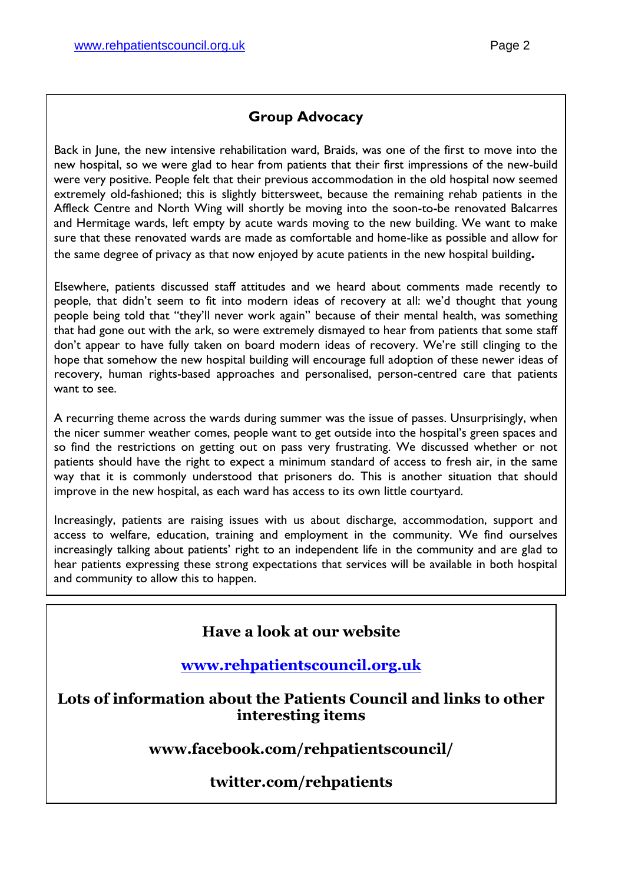## Group Advocacy

Back in June, the new intensive rehabilitation ward, Braids, was one of the first to move into the new hospital, so we were glad to hear from patients that their first impressions of the new-build were very positive. People felt that their previous accommodation in the old hospital now seemed extremely old-fashioned; this is slightly bittersweet, because the remaining rehab patients in the Affleck Centre and North Wing will shortly be moving into the soon-to-be renovated Balcarres and Hermitage wards, left empty by acute wards moving to the new building. We want to make sure that these renovated wards are made as comfortable and home-like as possible and allow for the same degree of privacy as that now enjoyed by acute patients in the new hospital building.

Elsewhere, patients discussed staff attitudes and we heard about comments made recently to people, that didn't seem to fit into modern ideas of recovery at all: we'd thought that young people being told that "they'll never work again" because of their mental health, was something that had gone out with the ark, so were extremely dismayed to hear from patients that some staff don't appear to have fully taken on board modern ideas of recovery. We're still clinging to the hope that somehow the new hospital building will encourage full adoption of these newer ideas of recovery, human rights-based approaches and personalised, person-centred care that patients want to see.

A recurring theme across the wards during summer was the issue of passes. Unsurprisingly, when the nicer summer weather comes, people want to get outside into the hospital's green spaces and so find the restrictions on getting out on pass very frustrating. We discussed whether or not patients should have the right to expect a minimum standard of access to fresh air, in the same way that it is commonly understood that prisoners do. This is another situation that should improve in the new hospital, as each ward has access to its own little courtyard.

Increasingly, patients are raising issues with us about discharge, accommodation, support and access to welfare, education, training and employment in the community. We find ourselves increasingly talking about patients' right to an independent life in the community and are glad to hear patients expressing these strong expectations that services will be available in both hospital and community to allow this to happen.

**Have a look at our website**

**www.rehpatientscouncil.org.uk**

**Lots of information about the Patients Council and links to other interesting items**

**www.facebook.com/rehpatientscouncil/**

**twitter.com/rehpatients**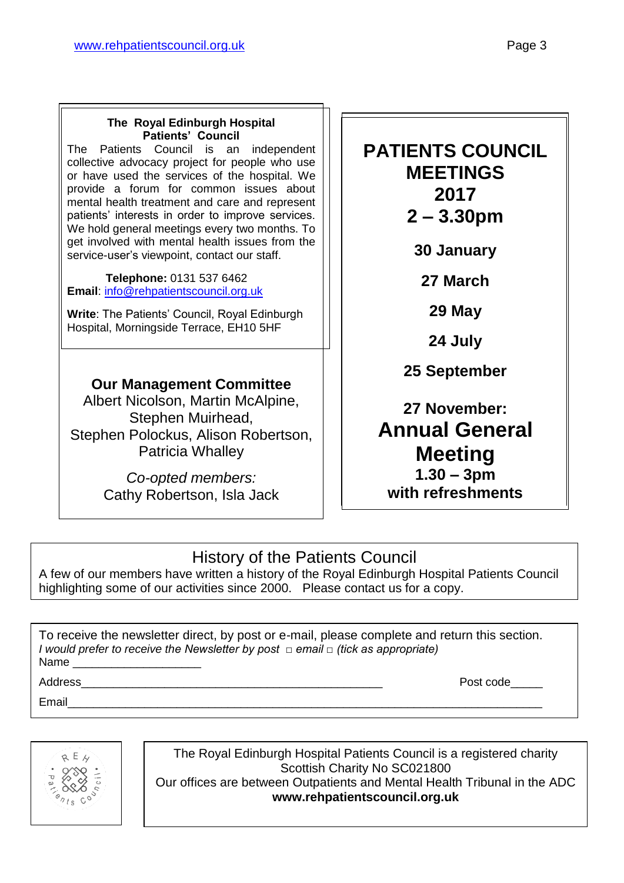### The Royal Edinburgh Hospital Patients' Council

The Patients Council is an independent collective advocacy project for people who use or have used the services of the hospital. We provide a forum for common issues about mental health treatment and care and represent patients' interests in order to improve services. We hold general meetings every two months. To get involved with mental health issues from the service-user's viewpoint, contact our staff.

**Telephone:** 0131 537 6462
**Email**: info@rehpatientscouncil.org.uk

**Write**: The Patients' Council, Royal Edinburgh Hospital, Morningside Terrace, EH10 5HF

### Our Management Committee

Albert Nicolson, Martin McAlpine, Stephen Muirhead, Stephen Polockus, Alison Robertson, Patricia Whalley

*Co-opted members:*
Cathy Robertson, Isla Jack

## PATIENTS COUNCIL MEETINGS 2017 2 – 3.30pm

**30 January**

**27 March**

**29 May**

**24 July**

**25 September**

**27 November:**
**Annual General Meeting**
**1.30 – 3pm**
**with refreshments**

## History of the Patients Council

A few of our members have written a history of the Royal Edinburgh Hospital Patients Council highlighting some of our activities since 2000. Please contact us for a copy.

To receive the newsletter direct, by post or e-mail, please complete and return this section.
*I would prefer to receive the Newsletter by post □ email □ (tick as appropriate)*

Name ____________________

Address_______________________________________________ Post code_____

Email__________________________________________________________________________

The Royal Edinburgh Hospital Patients Council is a registered charity
Scottish Charity No SC021800
Our offices are between Outpatients and Mental Health Tribunal in the ADC
**www.rehpatientscouncil.org.uk**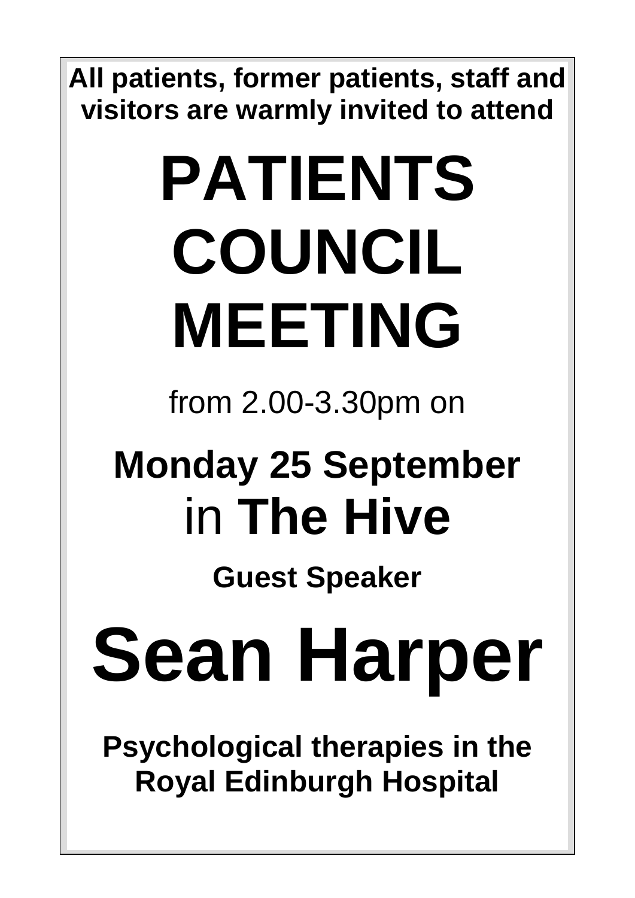**All patients, former patients, staff and visitors are warmly invited to attend**

# PATIENTS COUNCIL MEETING

from 2.00-3.30pm on

## Monday 25 September

in **The Hive**

**Guest Speaker**

# Sean Harper

**Psychological therapies in the Royal Edinburgh Hospital**